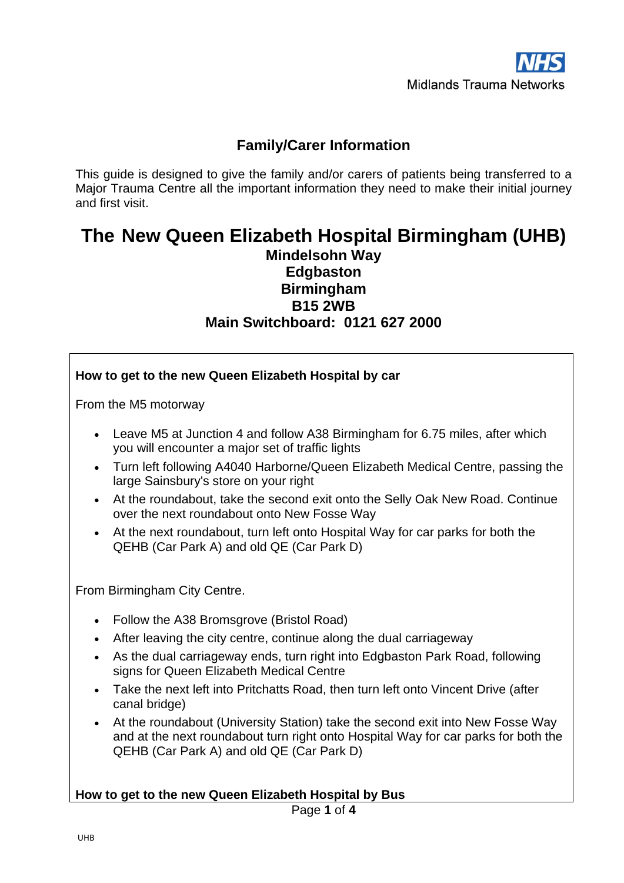NHS
Midlands Trauma Networks

## Family/Carer Information

This guide is designed to give the family and/or carers of patients being transferred to a Major Trauma Centre all the important information they need to make their initial journey and first visit.

# The New Queen Elizabeth Hospital Birmingham (UHB)

**Mindelsohn Way**
**Edgbaston**
**Birmingham**
**B15 2WB**
**Main Switchboard: 0121 627 2000**

### How to get to the new Queen Elizabeth Hospital by car

From the M5 motorway

- Leave M5 at Junction 4 and follow A38 Birmingham for 6.75 miles, after which you will encounter a major set of traffic lights
- Turn left following A4040 Harborne/Queen Elizabeth Medical Centre, passing the large Sainsbury's store on your right
- At the roundabout, take the second exit onto the Selly Oak New Road. Continue over the next roundabout onto New Fosse Way
- At the next roundabout, turn left onto Hospital Way for car parks for both the QEHB (Car Park A) and old QE (Car Park D)

From Birmingham City Centre.

- Follow the A38 Bromsgrove (Bristol Road)
- After leaving the city centre, continue along the dual carriageway
- As the dual carriageway ends, turn right into Edgbaston Park Road, following signs for Queen Elizabeth Medical Centre
- Take the next left into Pritchatts Road, then turn left onto Vincent Drive (after canal bridge)
- At the roundabout (University Station) take the second exit into New Fosse Way and at the next roundabout turn right onto Hospital Way for car parks for both the QEHB (Car Park A) and old QE (Car Park D)

### How to get to the new Queen Elizabeth Hospital by Bus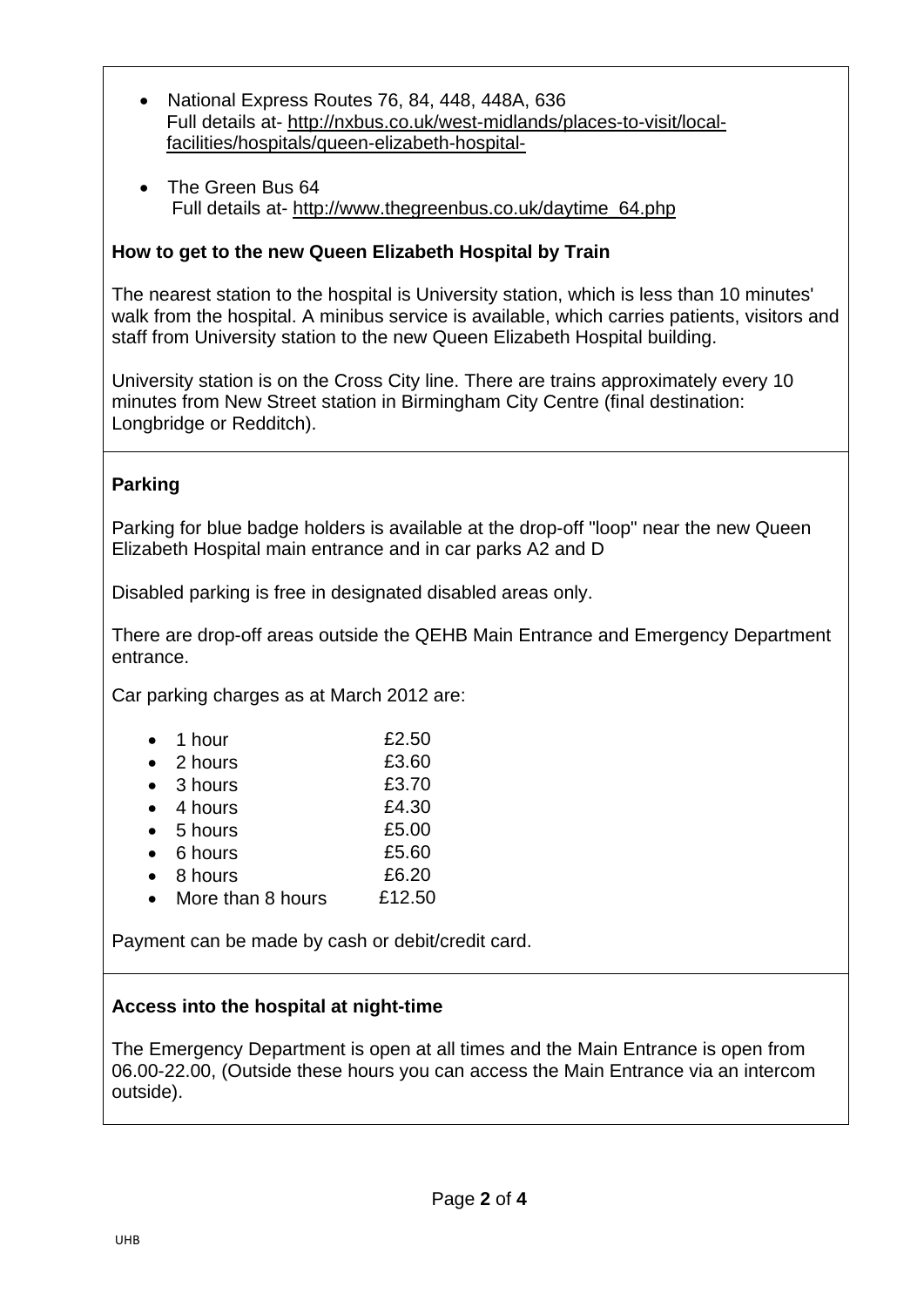- National Express Routes 76, 84, 448, 448A, 636
  Full details at- http://nxbus.co.uk/west-midlands/places-to-visit/local-facilities/hospitals/queen-elizabeth-hospital-

- The Green Bus 64
  Full details at- http://www.thegreenbus.co.uk/daytime_64.php

**How to get to the new Queen Elizabeth Hospital by Train**

The nearest station to the hospital is University station, which is less than 10 minutes' walk from the hospital. A minibus service is available, which carries patients, visitors and staff from University station to the new Queen Elizabeth Hospital building.

University station is on the Cross City line. There are trains approximately every 10 minutes from New Street station in Birmingham City Centre (final destination: Longbridge or Redditch).

**Parking**

Parking for blue badge holders is available at the drop-off "loop" near the new Queen Elizabeth Hospital main entrance and in car parks A2 and D

Disabled parking is free in designated disabled areas only.

There are drop-off areas outside the QEHB Main Entrance and Emergency Department entrance.

Car parking charges as at March 2012 are:

- 1 hour £2.50
- 2 hours £3.60
- 3 hours £3.70
- 4 hours £4.30
- 5 hours £5.00
- 6 hours £5.60
- 8 hours £6.20
- More than 8 hours £12.50

Payment can be made by cash or debit/credit card.

**Access into the hospital at night-time**

The Emergency Department is open at all times and the Main Entrance is open from 06.00-22.00, (Outside these hours you can access the Main Entrance via an intercom outside).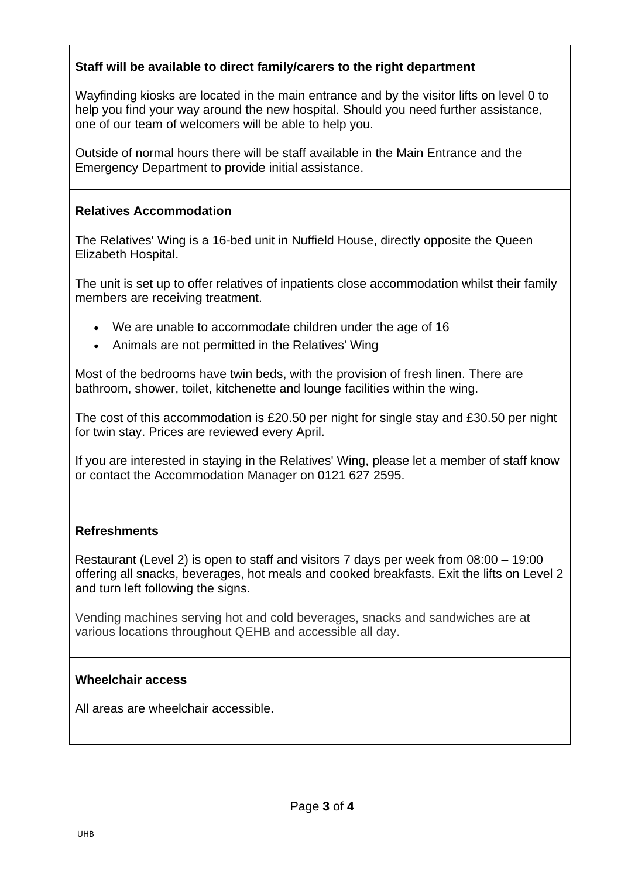**Staff will be available to direct family/carers to the right department**

Wayfinding kiosks are located in the main entrance and by the visitor lifts on level 0 to help you find your way around the new hospital. Should you need further assistance, one of our team of welcomers will be able to help you.

Outside of normal hours there will be staff available in the Main Entrance and the Emergency Department to provide initial assistance.

**Relatives Accommodation**

The Relatives' Wing is a 16-bed unit in Nuffield House, directly opposite the Queen Elizabeth Hospital.

The unit is set up to offer relatives of inpatients close accommodation whilst their family members are receiving treatment.

- We are unable to accommodate children under the age of 16
- Animals are not permitted in the Relatives' Wing

Most of the bedrooms have twin beds, with the provision of fresh linen. There are bathroom, shower, toilet, kitchenette and lounge facilities within the wing.

The cost of this accommodation is £20.50 per night for single stay and £30.50 per night for twin stay. Prices are reviewed every April.

If you are interested in staying in the Relatives' Wing, please let a member of staff know or contact the Accommodation Manager on 0121 627 2595.

**Refreshments**

Restaurant (Level 2) is open to staff and visitors 7 days per week from 08:00 – 19:00 offering all snacks, beverages, hot meals and cooked breakfasts. Exit the lifts on Level 2 and turn left following the signs.

Vending machines serving hot and cold beverages, snacks and sandwiches are at various locations throughout QEHB and accessible all day.

**Wheelchair access**

All areas are wheelchair accessible.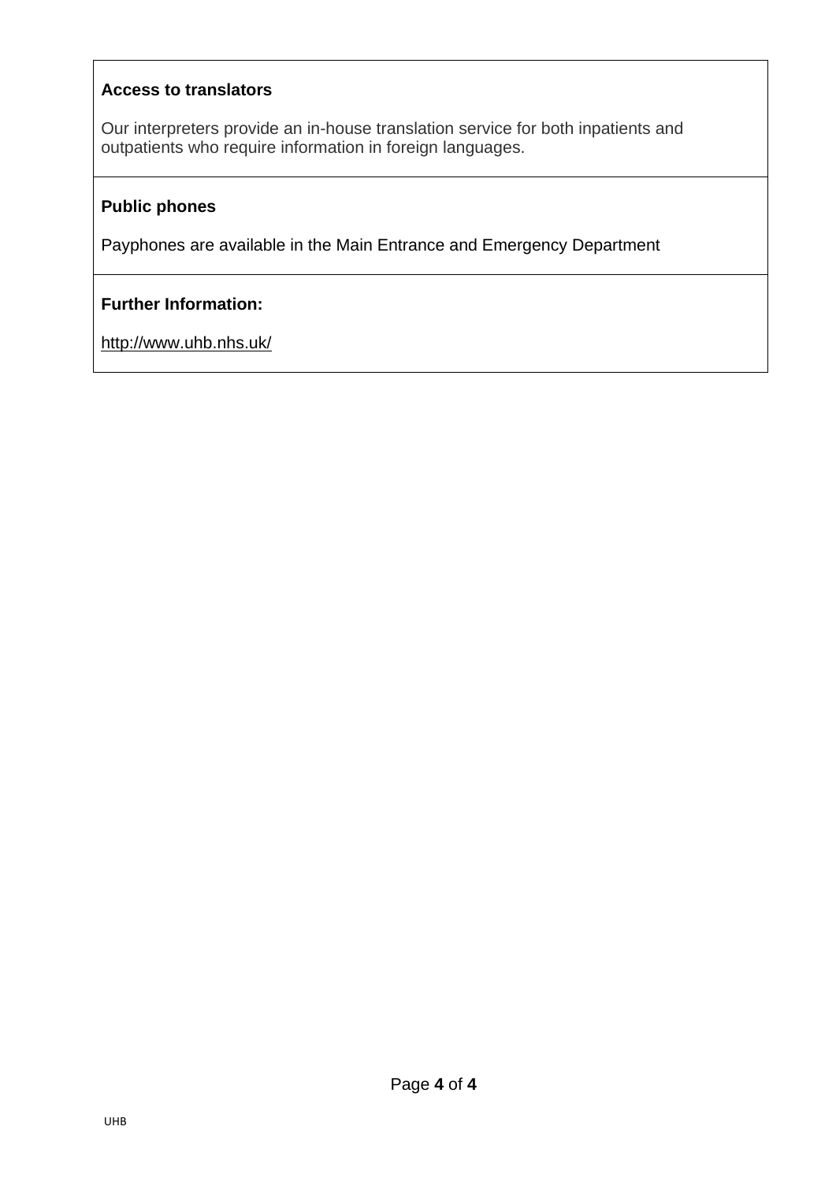**Access to translators**

Our interpreters provide an in-house translation service for both inpatients and outpatients who require information in foreign languages.

**Public phones**

Payphones are available in the Main Entrance and Emergency Department

**Further Information:**

http://www.uhb.nhs.uk/